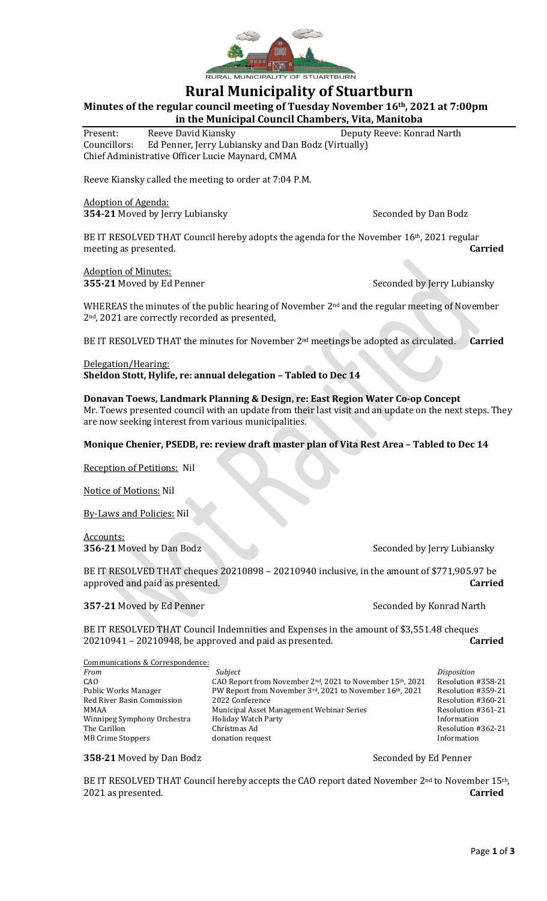RURAL MUNICIPALITY OF STUARTBURN

# Rural Municipality of Stuartburn

**Minutes of the regular council meeting of Tuesday November 16th, 2021 at 7:00pm in the Municipal Council Chambers, Vita, Manitoba**

Present: Reeve David Kiansky Deputy Reeve: Konrad Narth
Councillors: Ed Penner, Jerry Lubiansky and Dan Bodz (Virtually)
Chief Administrative Officer Lucie Maynard, CMMA

Reeve Kiansky called the meeting to order at 7:04 P.M.

Adoption of Agenda:
**354-21** Moved by Jerry Lubiansky Seconded by Dan Bodz

BE IT RESOLVED THAT Council hereby adopts the agenda for the November 16th, 2021 regular meeting as presented. **Carried**

Adoption of Minutes:
**355-21** Moved by Ed Penner Seconded by Jerry Lubiansky

WHEREAS the minutes of the public hearing of November 2nd and the regular meeting of November 2nd, 2021 are correctly recorded as presented,

BE IT RESOLVED THAT the minutes for November 2nd meetings be adopted as circulated. **Carried**

Delegation/Hearing:
**Sheldon Stott, Hylife, re: annual delegation – Tabled to Dec 14**

**Donavan Toews, Landmark Planning & Design, re: East Region Water Co-op Concept**
Mr. Toews presented council with an update from their last visit and an update on the next steps. They are now seeking interest from various municipalities.

**Monique Chenier, PSEDB, re: review draft master plan of Vita Rest Area – Tabled to Dec 14**

Reception of Petitions: Nil

Notice of Motions: Nil

By-Laws and Policies: Nil

Accounts:
**356-21** Moved by Dan Bodz Seconded by Jerry Lubiansky

BE IT RESOLVED THAT cheques 20210898 – 20210940 inclusive, in the amount of $771,905.97 be approved and paid as presented. **Carried**

**357-21** Moved by Ed Penner Seconded by Konrad Narth

BE IT RESOLVED THAT Council Indemnities and Expenses in the amount of $3,551.48 cheques 20210941 – 20210948, be approved and paid as presented. **Carried**

Communications & Correspondence:

| *From* | *Subject* | *Disposition* |
|---|---|---|
| CAO | CAO Report from November 2nd, 2021 to November 15th, 2021 | Resolution #358-21 |
| Public Works Manager | PW Report from November 3rd, 2021 to November 16th, 2021 | Resolution #359-21 |
| Red River Basin Commission | 2022 Conference | Resolution #360-21 |
| MMAA | Municipal Asset Management Webinar Series | Resolution #361-21 |
| Winnipeg Symphony Orchestra | Holiday Watch Party | Information |
| The Carillon | Christmas Ad | Resolution #362-21 |
| MB Crime Stoppers | donation request | Information |

**358-21** Moved by Dan Bodz Seconded by Ed Penner

BE IT RESOLVED THAT Council hereby accepts the CAO report dated November 2nd to November 15th, 2021 as presented. **Carried**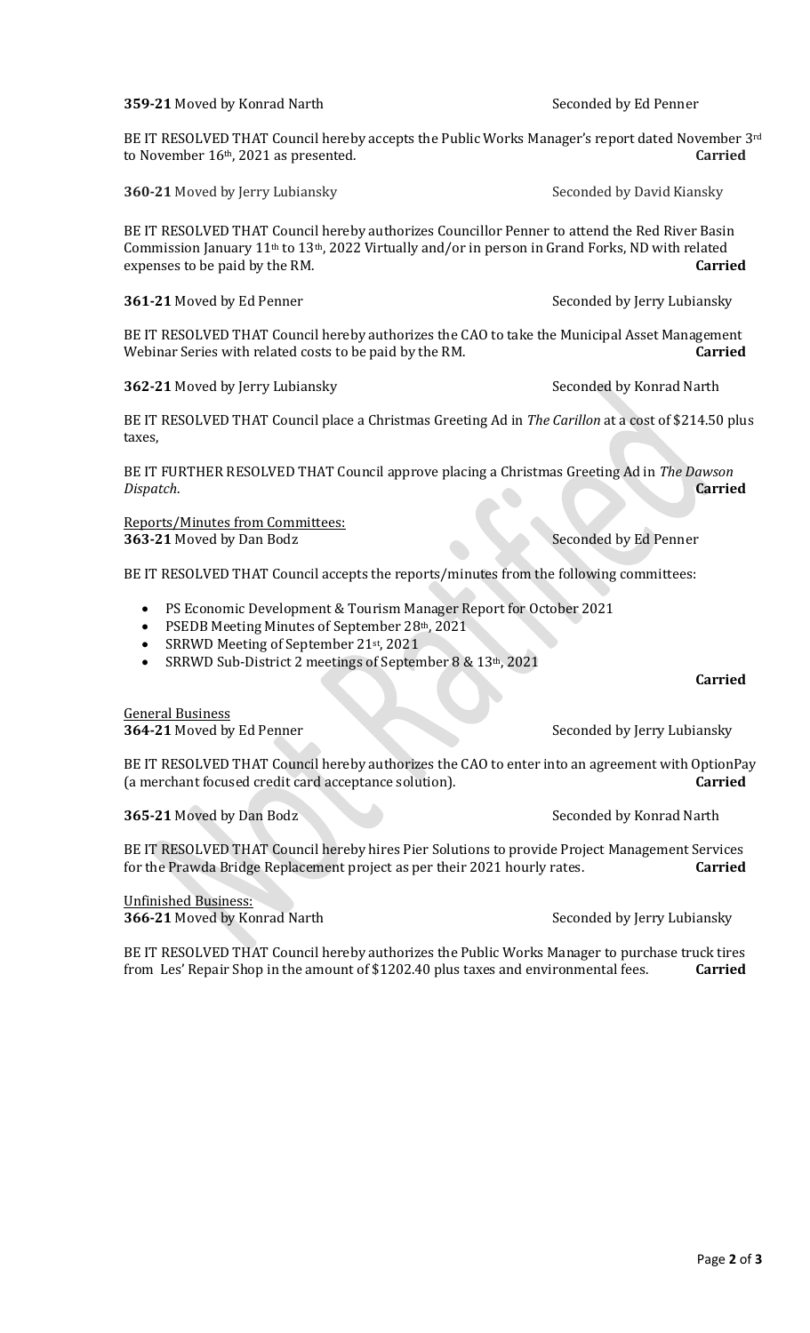**359-21** Moved by Konrad Narth Seconded by Ed Penner

BE IT RESOLVED THAT Council hereby accepts the Public Works Manager's report dated November 3rd to November 16th, 2021 as presented. **Carried**

**360-21** Moved by Jerry Lubiansky Seconded by David Kiansky

BE IT RESOLVED THAT Council hereby authorizes Councillor Penner to attend the Red River Basin Commission January 11th to 13th, 2022 Virtually and/or in person in Grand Forks, ND with related expenses to be paid by the RM. **Carried**

**361-21** Moved by Ed Penner Seconded by Jerry Lubiansky

BE IT RESOLVED THAT Council hereby authorizes the CAO to take the Municipal Asset Management Webinar Series with related costs to be paid by the RM. **Carried**

**362-21** Moved by Jerry Lubiansky Seconded by Konrad Narth

BE IT RESOLVED THAT Council place a Christmas Greeting Ad in *The Carillon* at a cost of $214.50 plus taxes,

BE IT FURTHER RESOLVED THAT Council approve placing a Christmas Greeting Ad in *The Dawson Dispatch*. **Carried**

Reports/Minutes from Committees:

**363-21** Moved by Dan Bodz Seconded by Ed Penner

BE IT RESOLVED THAT Council accepts the reports/minutes from the following committees:

- PS Economic Development & Tourism Manager Report for October 2021
- PSEDB Meeting Minutes of September 28th, 2021
- SRRWD Meeting of September 21st, 2021
- SRRWD Sub-District 2 meetings of September 8 & 13th, 2021

**Carried**

General Business

**364-21** Moved by Ed Penner Seconded by Jerry Lubiansky

BE IT RESOLVED THAT Council hereby authorizes the CAO to enter into an agreement with OptionPay (a merchant focused credit card acceptance solution). **Carried**

**365-21** Moved by Dan Bodz Seconded by Konrad Narth

BE IT RESOLVED THAT Council hereby hires Pier Solutions to provide Project Management Services for the Prawda Bridge Replacement project as per their 2021 hourly rates. **Carried**

Unfinished Business:

**366-21** Moved by Konrad Narth Seconded by Jerry Lubiansky

BE IT RESOLVED THAT Council hereby authorizes the Public Works Manager to purchase truck tires from Les' Repair Shop in the amount of $1202.40 plus taxes and environmental fees. **Carried**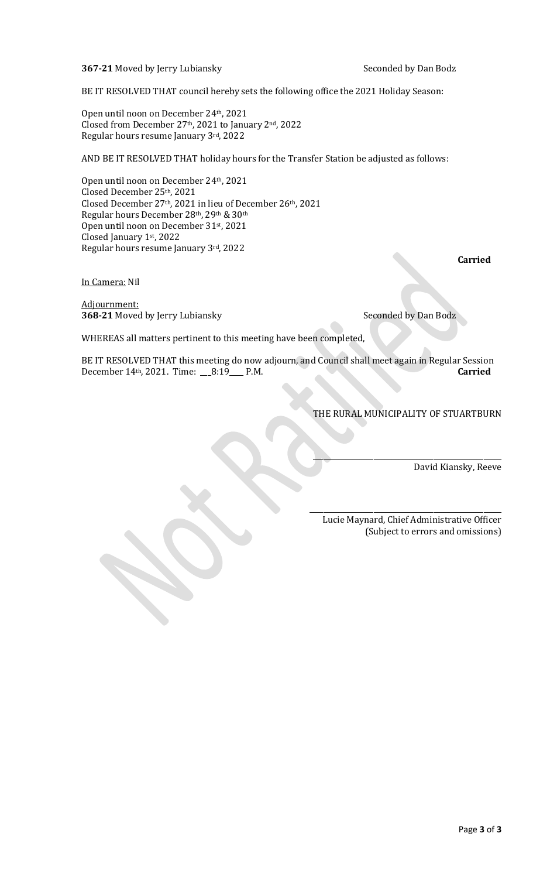**367-21** Moved by Jerry Lubiansky Seconded by Dan Bodz

BE IT RESOLVED THAT council hereby sets the following office the 2021 Holiday Season:

Open until noon on December 24th, 2021
Closed from December 27th, 2021 to January 2nd, 2022
Regular hours resume January 3rd, 2022

AND BE IT RESOLVED THAT holiday hours for the Transfer Station be adjusted as follows:

Open until noon on December 24th, 2021
Closed December 25th, 2021
Closed December 27th, 2021 in lieu of December 26th, 2021
Regular hours December 28th, 29th & 30th
Open until noon on December 31st, 2021
Closed January 1st, 2022
Regular hours resume January 3rd, 2022

**Carried**

In Camera: Nil

Adjournment:
**368-21** Moved by Jerry Lubiansky Seconded by Dan Bodz

WHEREAS all matters pertinent to this meeting have been completed,

BE IT RESOLVED THAT this meeting do now adjourn, and Council shall meet again in Regular Session December 14th, 2021. Time: ___8:19____ P.M. **Carried**

THE RURAL MUNICIPALITY OF STUARTBURN

_______________________________
David Kiansky, Reeve

_______________________________
Lucie Maynard, Chief Administrative Officer
(Subject to errors and omissions)

Not Ratified